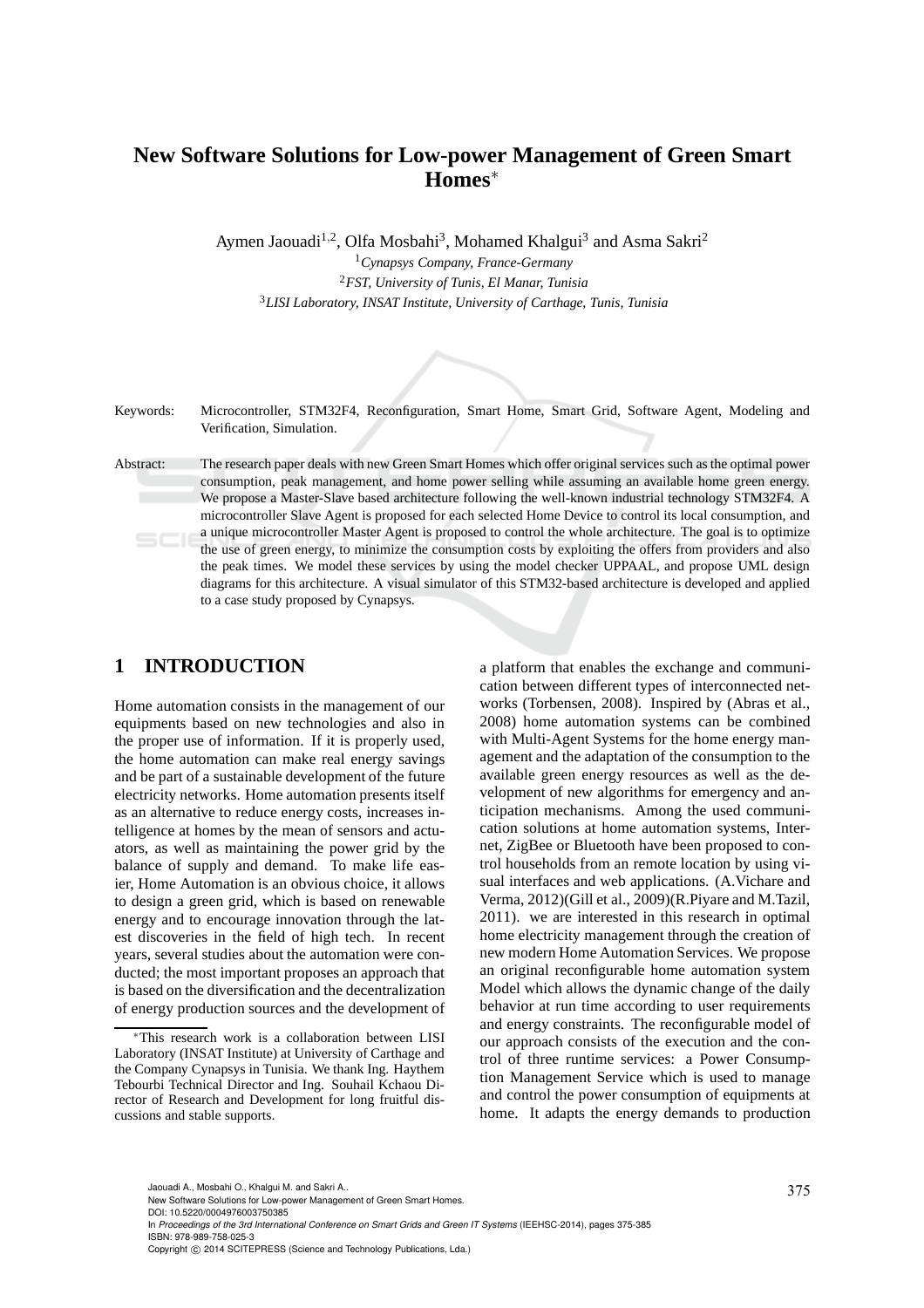# New Software Solutions for Low-power Management of Green Smart Homes*

Aymen Jaouadi[1,2], Olfa Mosbahi[3], Mohamed Khalgui[3] and Asma Sakri[2]

[1] *Cynapsys Company, France-Germany*
[2] *FST, University of Tunis, El Manar, Tunisia*
[3] *LISI Laboratory, INSAT Institute, University of Carthage, Tunis, Tunisia*

Keywords: Microcontroller, STM32F4, Reconfiguration, Smart Home, Smart Grid, Software Agent, Modeling and Verification, Simulation.

Abstract: The research paper deals with new Green Smart Homes which offer original services such as the optimal power consumption, peak management, and home power selling while assuming an available home green energy. We propose a Master-Slave based architecture following the well-known industrial technology STM32F4. A microcontroller Slave Agent is proposed for each selected Home Device to control its local consumption, and a unique microcontroller Master Agent is proposed to control the whole architecture. The goal is to optimize the use of green energy, to minimize the consumption costs by exploiting the offers from providers and also the peak times. We model these services by using the model checker UPPAAL, and propose UML design diagrams for this architecture. A visual simulator of this STM32-based architecture is developed and applied to a case study proposed by Cynapsys.

## 1 INTRODUCTION

Home automation consists in the management of our equipments based on new technologies and also in the proper use of information. If it is properly used, the home automation can make real energy savings and be part of a sustainable development of the future electricity networks. Home automation presents itself as an alternative to reduce energy costs, increases intelligence at homes by the mean of sensors and actuators, as well as maintaining the power grid by the balance of supply and demand. To make life easier, Home Automation is an obvious choice, it allows to design a green grid, which is based on renewable energy and to encourage innovation through the latest discoveries in the field of high tech. In recent years, several studies about the automation were conducted; the most important proposes an approach that is based on the diversification and the decentralization of energy production sources and the development of a platform that enables the exchange and communication between different types of interconnected networks (Torbensen, 2008). Inspired by (Abras et al., 2008) home automation systems can be combined with Multi-Agent Systems for the home energy management and the adaptation of the consumption to the available green energy resources as well as the development of new algorithms for emergency and anticipation mechanisms. Among the used communication solutions at home automation systems, Internet, ZigBee or Bluetooth have been proposed to control households from an remote location by using visual interfaces and web applications. (A.Vichare and Verma, 2012)(Gill et al., 2009)(R.Piyare and M.Tazil, 2011). we are interested in this research in optimal home electricity management through the creation of new modern Home Automation Services. We propose an original reconfigurable home automation system Model which allows the dynamic change of the daily behavior at run time according to user requirements and energy constraints. The reconfigurable model of our approach consists of the execution and the control of three runtime services: a Power Consumption Management Service which is used to manage and control the power consumption of equipments at home. It adapts the energy demands to production

*This research work is a collaboration between LISI Laboratory (INSAT Institute) at University of Carthage and the Company Cynapsys in Tunisia. We thank Ing. Haythem Tebourbi Technical Director and Ing. Souhail Kchaou Director of Research and Development for long fruitful discussions and stable supports.

Jaouadi A., Mosbahi O., Khalgui M. and Sakri A..
New Software Solutions for Low-power Management of Green Smart Homes.
DOI: 10.5220/0004976003750385
In *Proceedings of the 3rd International Conference on Smart Grids and Green IT Systems* (IEEHSC-2014), pages 375-385
ISBN: 978-989-758-025-3
Copyright © 2014 SCITEPRESS (Science and Technology Publications, Lda.)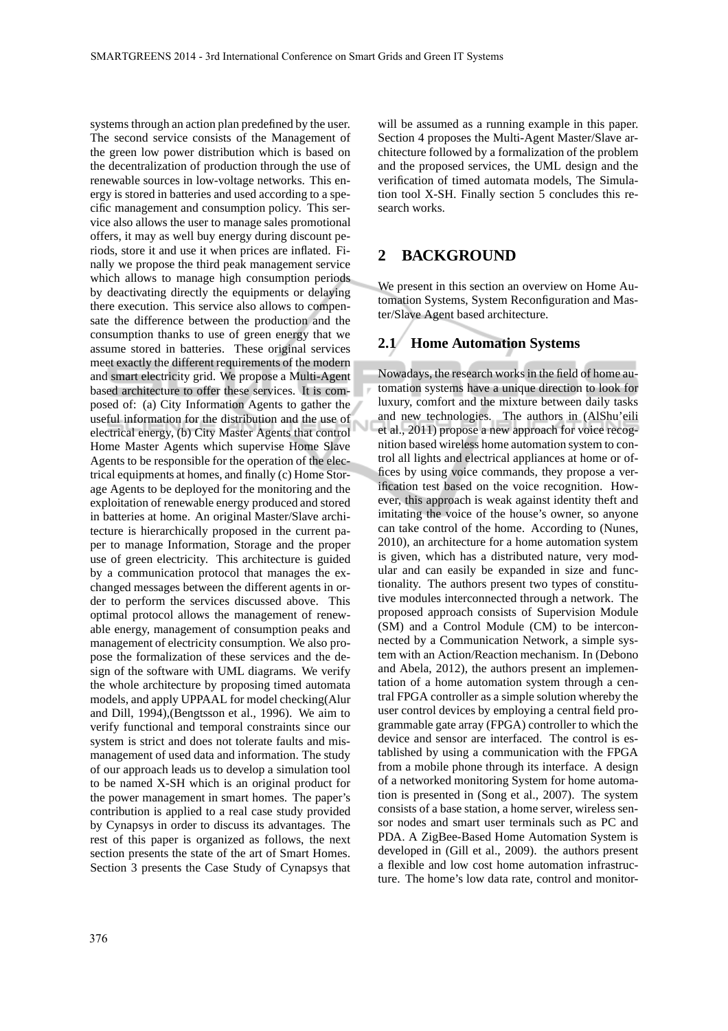systems through an action plan predefined by the user. The second service consists of the Management of the green low power distribution which is based on the decentralization of production through the use of renewable sources in low-voltage networks. This energy is stored in batteries and used according to a specific management and consumption policy. This service also allows the user to manage sales promotional offers, it may as well buy energy during discount periods, store it and use it when prices are inflated. Finally we propose the third peak management service which allows to manage high consumption periods by deactivating directly the equipments or delaying there execution. This service also allows to compensate the difference between the production and the consumption thanks to use of green energy that we assume stored in batteries. These original services meet exactly the different requirements of the modern and smart electricity grid. We propose a Multi-Agent based architecture to offer these services. It is composed of: (a) City Information Agents to gather the useful information for the distribution and the use of electrical energy, (b) City Master Agents that control Home Master Agents which supervise Home Slave Agents to be responsible for the operation of the electrical equipments at homes, and finally (c) Home Storage Agents to be deployed for the monitoring and the exploitation of renewable energy produced and stored in batteries at home. An original Master/Slave architecture is hierarchically proposed in the current paper to manage Information, Storage and the proper use of green electricity. This architecture is guided by a communication protocol that manages the exchanged messages between the different agents in order to perform the services discussed above. This optimal protocol allows the management of renewable energy, management of consumption peaks and management of electricity consumption. We also propose the formalization of these services and the design of the software with UML diagrams. We verify the whole architecture by proposing timed automata models, and apply UPPAAL for model checking(Alur and Dill, 1994),(Bengtsson et al., 1996). We aim to verify functional and temporal constraints since our system is strict and does not tolerate faults and mismanagement of used data and information. The study of our approach leads us to develop a simulation tool to be named X-SH which is an original product for the power management in smart homes. The paper's contribution is applied to a real case study provided by Cynapsys in order to discuss its advantages. The rest of this paper is organized as follows, the next section presents the state of the art of Smart Homes. Section 3 presents the Case Study of Cynapsys that will be assumed as a running example in this paper. Section 4 proposes the Multi-Agent Master/Slave architecture followed by a formalization of the problem and the proposed services, the UML design and the verification of timed automata models, The Simulation tool X-SH. Finally section 5 concludes this research works.

## 2 BACKGROUND

We present in this section an overview on Home Automation Systems, System Reconfiguration and Master/Slave Agent based architecture.

### 2.1 Home Automation Systems

Nowadays, the research works in the field of home automation systems have a unique direction to look for luxury, comfort and the mixture between daily tasks and new technologies. The authors in (AlShu'eili et al., 2011) propose a new approach for voice recognition based wireless home automation system to control all lights and electrical appliances at home or offices by using voice commands, they propose a verification test based on the voice recognition. However, this approach is weak against identity theft and imitating the voice of the house's owner, so anyone can take control of the home. According to (Nunes, 2010), an architecture for a home automation system is given, which has a distributed nature, very modular and can easily be expanded in size and functionality. The authors present two types of constitutive modules interconnected through a network. The proposed approach consists of Supervision Module (SM) and a Control Module (CM) to be interconnected by a Communication Network, a simple system with an Action/Reaction mechanism. In (Debono and Abela, 2012), the authors present an implementation of a home automation system through a central FPGA controller as a simple solution whereby the user control devices by employing a central field programmable gate array (FPGA) controller to which the device and sensor are interfaced. The control is established by using a communication with the FPGA from a mobile phone through its interface. A design of a networked monitoring System for home automation is presented in (Song et al., 2007). The system consists of a base station, a home server, wireless sensor nodes and smart user terminals such as PC and PDA. A ZigBee-Based Home Automation System is developed in (Gill et al., 2009). the authors present a flexible and low cost home automation infrastructure. The home's low data rate, control and monitor-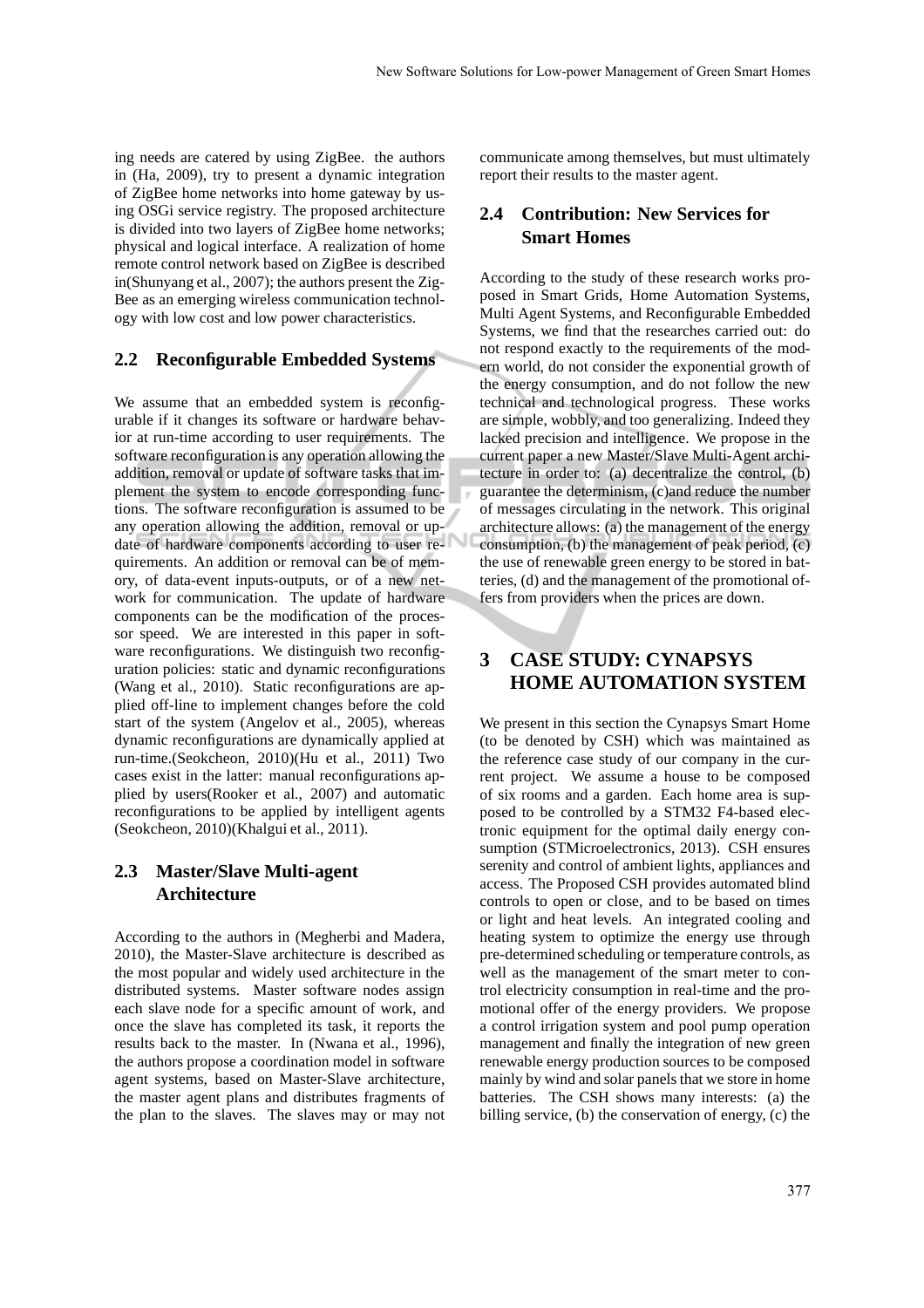ing needs are catered by using ZigBee. the authors in (Ha, 2009), try to present a dynamic integration of ZigBee home networks into home gateway by using OSGi service registry. The proposed architecture is divided into two layers of ZigBee home networks; physical and logical interface. A realization of home remote control network based on ZigBee is described in(Shunyang et al., 2007); the authors present the ZigBee as an emerging wireless communication technology with low cost and low power characteristics.

## 2.2 Reconfigurable Embedded Systems

We assume that an embedded system is reconfigurable if it changes its software or hardware behavior at run-time according to user requirements. The software reconfiguration is any operation allowing the addition, removal or update of software tasks that implement the system to encode corresponding functions. The software reconfiguration is assumed to be any operation allowing the addition, removal or update of hardware components according to user requirements. An addition or removal can be of memory, of data-event inputs-outputs, or of a new network for communication. The update of hardware components can be the modification of the processor speed. We are interested in this paper in software reconfigurations. We distinguish two reconfiguration policies: static and dynamic reconfigurations (Wang et al., 2010). Static reconfigurations are applied off-line to implement changes before the cold start of the system (Angelov et al., 2005), whereas dynamic reconfigurations are dynamically applied at run-time.(Seokcheon, 2010)(Hu et al., 2011) Two cases exist in the latter: manual reconfigurations applied by users(Rooker et al., 2007) and automatic reconfigurations to be applied by intelligent agents (Seokcheon, 2010)(Khalgui et al., 2011).

## 2.3 Master/Slave Multi-agent Architecture

According to the authors in (Megherbi and Madera, 2010), the Master-Slave architecture is described as the most popular and widely used architecture in the distributed systems. Master software nodes assign each slave node for a specific amount of work, and once the slave has completed its task, it reports the results back to the master. In (Nwana et al., 1996), the authors propose a coordination model in software agent systems, based on Master-Slave architecture, the master agent plans and distributes fragments of the plan to the slaves. The slaves may or may not communicate among themselves, but must ultimately report their results to the master agent.

## 2.4 Contribution: New Services for Smart Homes

According to the study of these research works proposed in Smart Grids, Home Automation Systems, Multi Agent Systems, and Reconfigurable Embedded Systems, we find that the researches carried out: do not respond exactly to the requirements of the modern world, do not consider the exponential growth of the energy consumption, and do not follow the new technical and technological progress. These works are simple, wobbly, and too generalizing. Indeed they lacked precision and intelligence. We propose in the current paper a new Master/Slave Multi-Agent architecture in order to: (a) decentralize the control, (b) guarantee the determinism, (c)and reduce the number of messages circulating in the network. This original architecture allows: (a) the management of the energy consumption, (b) the management of peak period, (c) the use of renewable green energy to be stored in batteries, (d) and the management of the promotional offers from providers when the prices are down.

# 3 CASE STUDY: CYNAPSYS HOME AUTOMATION SYSTEM

We present in this section the Cynapsys Smart Home (to be denoted by CSH) which was maintained as the reference case study of our company in the current project. We assume a house to be composed of six rooms and a garden. Each home area is supposed to be controlled by a STM32 F4-based electronic equipment for the optimal daily energy consumption (STMicroelectronics, 2013). CSH ensures serenity and control of ambient lights, appliances and access. The Proposed CSH provides automated blind controls to open or close, and to be based on times or light and heat levels. An integrated cooling and heating system to optimize the energy use through pre-determined scheduling or temperature controls, as well as the management of the smart meter to control electricity consumption in real-time and the promotional offer of the energy providers. We propose a control irrigation system and pool pump operation management and finally the integration of new green renewable energy production sources to be composed mainly by wind and solar panels that we store in home batteries. The CSH shows many interests: (a) the billing service, (b) the conservation of energy, (c) the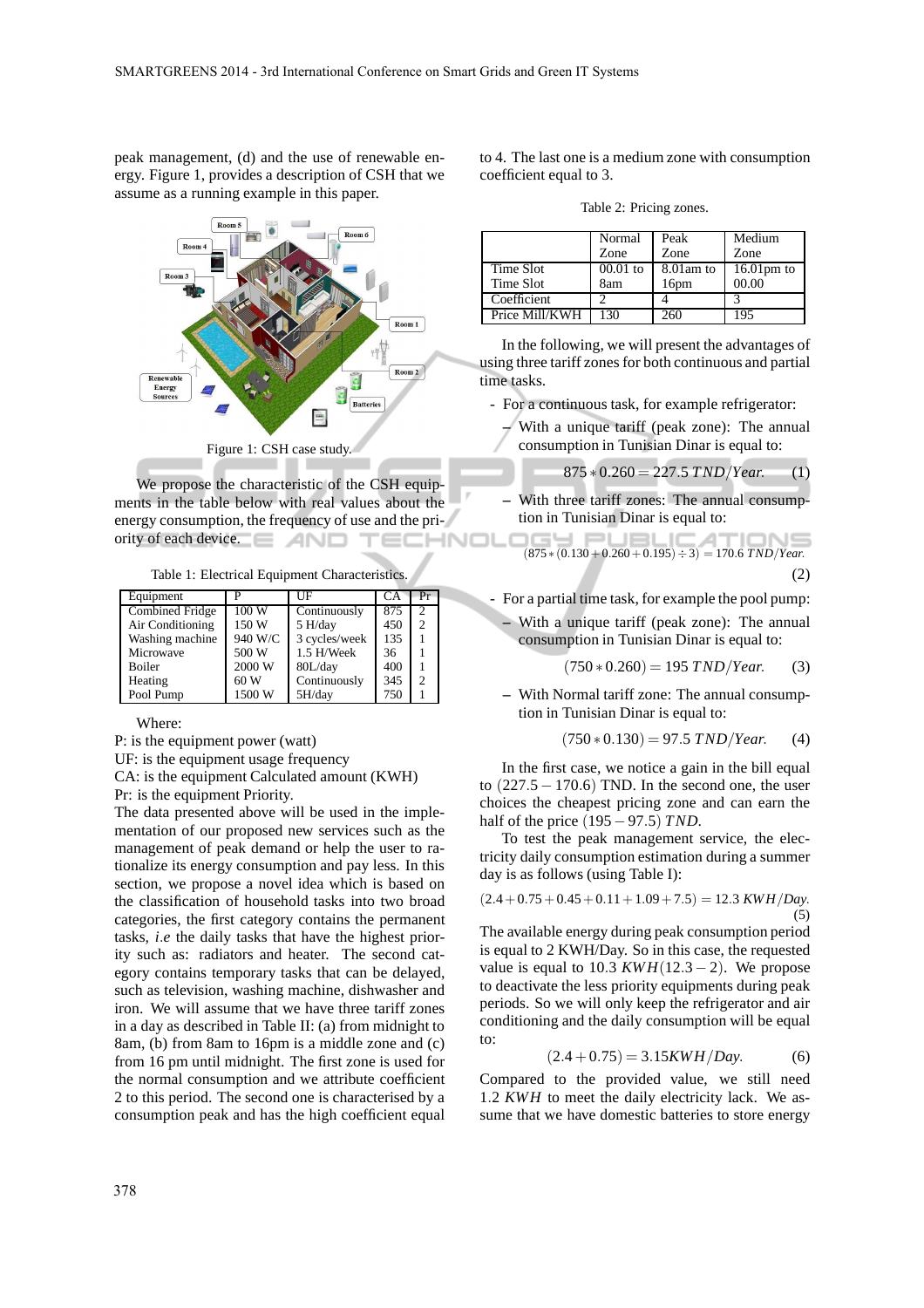peak management, (d) and the use of renewable energy. Figure 1, provides a description of CSH that we assume as a running example in this paper.

Figure 1: CSH case study.

We propose the characteristic of the CSH equipments in the table below with real values about the energy consumption, the frequency of use and the priority of each device.

Table 1: Electrical Equipment Characteristics.

| Equipment | P | UF | CA | Pr |
|---|---|---|---|---|
| Combined Fridge | 100 W | Continuously | 875 | 2 |
| Air Conditioning | 150 W | 5 H/day | 450 | 2 |
| Washing machine | 940 W/C | 3 cycles/week | 135 | 1 |
| Microwave | 500 W | 1.5 H/Week | 36 | 1 |
| Boiler | 2000 W | 80L/day | 400 | 1 |
| Heating | 60 W | Continuously | 345 | 2 |
| Pool Pump | 1500 W | 5H/day | 750 | 1 |

Where:
P: is the equipment power (watt)
UF: is the equipment usage frequency
CA: is the equipment Calculated amount (KWH)
Pr: is the equipment Priority.
The data presented above will be used in the implementation of our proposed new services such as the management of peak demand or help the user to rationalize its energy consumption and pay less. In this section, we propose a novel idea which is based on the classification of household tasks into two broad categories, the first category contains the permanent tasks, *i.e* the daily tasks that have the highest priority such as: radiators and heater. The second category contains temporary tasks that can be delayed, such as television, washing machine, dishwasher and iron. We will assume that we have three tariff zones in a day as described in Table II: (a) from midnight to 8am, (b) from 8am to 16pm is a middle zone and (c) from 16 pm until midnight. The first zone is used for the normal consumption and we attribute coefficient 2 to this period. The second one is characterised by a consumption peak and has the high coefficient equal to 4. The last one is a medium zone with consumption coefficient equal to 3.

Table 2: Pricing zones.

| | Normal Zone | Peak Zone | Medium Zone |
|---|---|---|---|
| Time Slot Time Slot | 00.01 to 8am | 8.01am to 16pm | 16.01pm to 00.00 |
| Coefficient | 2 | 4 | 3 |
| Price Mill/KWH | 130 | 260 | 195 |

In the following, we will present the advantages of using three tariff zones for both continuous and partial time tasks.

- For a continuous task, for example refrigerator:
  - With a unique tariff (peak zone): The annual consumption in Tunisian Dinar is equal to:

$$875 * 0.260 = 227.5\ TND/Year. \tag{1}$$

  - With three tariff zones: The annual consumption in Tunisian Dinar is equal to:

$$(875 * (0.130 + 0.260 + 0.195) \div 3) = 170.6\ TND/Year. \tag{2}$$

- For a partial time task, for example the pool pump:
  - With a unique tariff (peak zone): The annual consumption in Tunisian Dinar is equal to:

$$(750 * 0.260) = 195\ TND/Year. \tag{3}$$

  - With Normal tariff zone: The annual consumption in Tunisian Dinar is equal to:

$$(750 * 0.130) = 97.5\ TND/Year. \tag{4}$$

In the first case, we notice a gain in the bill equal to $(227.5 - 170.6)$ TND. In the second one, the user choices the cheapest pricing zone and can earn the half of the price $(195 - 97.5)\ TND$.

To test the peak management service, the electricity daily consumption estimation during a summer day is as follows (using Table I):

$$(2.4 + 0.75 + 0.45 + 0.11 + 1.09 + 7.5) = 12.3\ KWH/Day. \tag{5}$$

The available energy during peak consumption period is equal to 2 KWH/Day. So in this case, the requested value is equal to 10.3 $KWH(12.3 - 2)$. We propose to deactivate the less priority equipments during peak periods. So we will only keep the refrigerator and air conditioning and the daily consumption will be equal to:

$$(2.4 + 0.75) = 3.15 KWH/Day. \tag{6}$$

Compared to the provided value, we still need 1.2 $KWH$ to meet the daily electricity lack. We assume that we have domestic batteries to store energy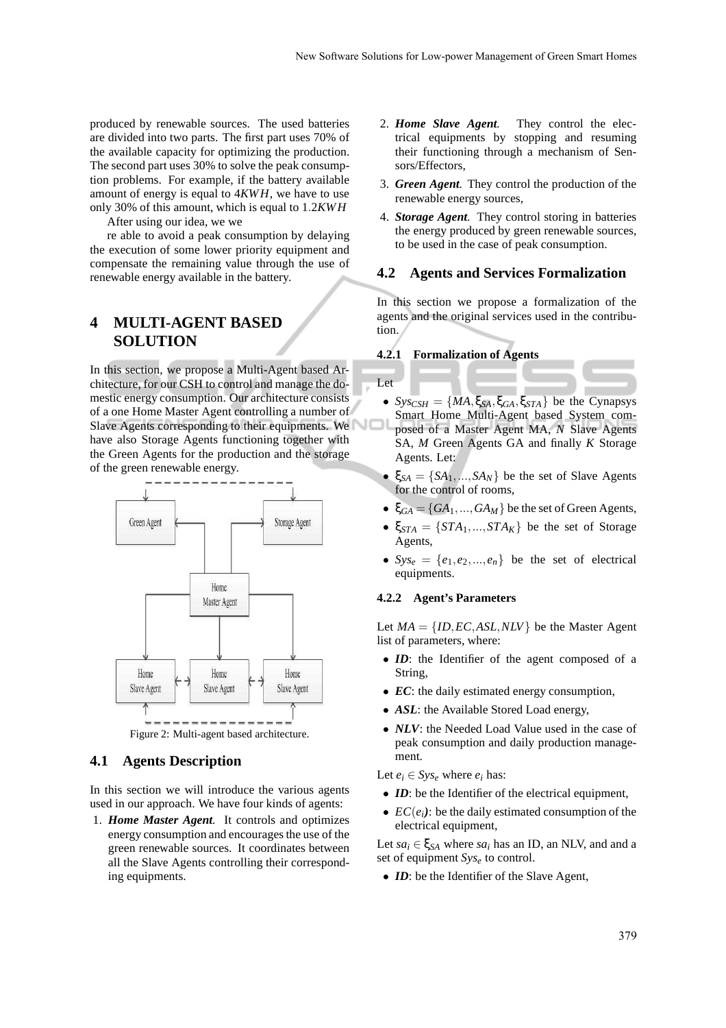produced by renewable sources. The used batteries are divided into two parts. The first part uses 70% of the available capacity for optimizing the production. The second part uses 30% to solve the peak consumption problems. For example, if the battery available amount of energy is equal to $4KWH$, we have to use only 30% of this amount, which is equal to $1.2KWH$

After using our idea, we we

re able to avoid a peak consumption by delaying the execution of some lower priority equipment and compensate the remaining value through the use of renewable energy available in the battery.

# 4 MULTI-AGENT BASED SOLUTION

In this section, we propose a Multi-Agent based Architecture, for our CSH to control and manage the domestic energy consumption. Our architecture consists of a one Home Master Agent controlling a number of Slave Agents corresponding to their equipments. We have also Storage Agents functioning together with the Green Agents for the production and the storage of the green renewable energy.

Figure 2: Multi-agent based architecture.

## 4.1 Agents Description

In this section we will introduce the various agents used in our approach. We have four kinds of agents:

1. ***Home Master Agent.*** It controls and optimizes energy consumption and encourages the use of the green renewable sources. It coordinates between all the Slave Agents controlling their corresponding equipments.
2. ***Home Slave Agent.*** They control the electrical equipments by stopping and resuming their functioning through a mechanism of Sensors/Effectors,
3. ***Green Agent.*** They control the production of the renewable energy sources,
4. ***Storage Agent.*** They control storing in batteries the energy produced by green renewable sources, to be used in the case of peak consumption.

## 4.2 Agents and Services Formalization

In this section we propose a formalization of the agents and the original services used in the contribution.

### 4.2.1 Formalization of Agents

Let

- $Sys_{CSH} = \{MA, \xi_{SA}, \xi_{GA}, \xi_{STA}\}$ be the Cynapsys Smart Home Multi-Agent based System composed of a Master Agent MA, $N$ Slave Agents SA, $M$ Green Agents GA and finally $K$ Storage Agents. Let:
- $\xi_{SA} = \{SA_1, ..., SA_N\}$ be the set of Slave Agents for the control of rooms,
- $\xi_{GA} = \{GA_1, ..., GA_M\}$ be the set of Green Agents,
- $\xi_{STA} = \{STA_1, ..., STA_K\}$ be the set of Storage Agents,
- $Sys_e = \{e_1, e_2, ..., e_n\}$ be the set of electrical equipments.

### 4.2.2 Agent's Parameters

Let $MA = \{ID, EC, ASL, NLV\}$ be the Master Agent list of parameters, where:

- ***ID***: the Identifier of the agent composed of a String,
- ***EC***: the daily estimated energy consumption,
- ***ASL***: the Available Stored Load energy,
- ***NLV***: the Needed Load Value used in the case of peak consumption and daily production management.

Let $e_i \in Sys_e$ where $e_i$ has:

- ***ID***: be the Identifier of the electrical equipment,
- $EC(e_i)$: be the daily estimated consumption of the electrical equipment,

Let $sa_i \in \xi_{SA}$ where $sa_i$ has an ID, an NLV, and and a set of equipment $Sys_e$ to control.

- ***ID***: be the Identifier of the Slave Agent,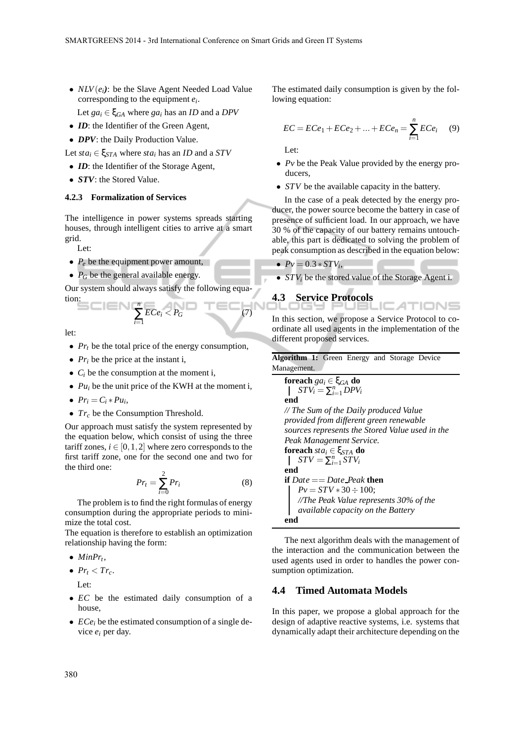- $NLV(e_i)$: be the Slave Agent Needed Load Value corresponding to the equipment $e_i$.

  Let $ga_i \in \xi_{GA}$ where $ga_i$ has an *ID* and a *DPV*

- ***ID***: the Identifier of the Green Agent,
- ***DPV***: the Daily Production Value.

Let $sta_i \in \xi_{STA}$ where $sta_i$ has an *ID* and a *STV*

- ***ID***: the Identifier of the Storage Agent,
- ***STV***: the Stored Value.

#### 4.2.3 Formalization of Services

The intelligence in power systems spreads starting houses, through intelligent cities to arrive at a smart grid.

Let:

- $P_e$ be the equipment power amount,
- $P_G$ be the general available energy.

Our system should always satisfy the following equation:

$$\sum_{i=1}^{n} ECe_i < P_G \tag{7}$$

let:

- $Pr_t$ be the total price of the energy consumption,
- $Pr_i$ be the price at the instant i,
- $C_i$ be the consumption at the moment i,
- $Pu_i$ be the unit price of the KWH at the moment i,
- $Pr_i = C_i * Pu_i$,
- $Tr_c$ be the Consumption Threshold.

Our approach must satisfy the system represented by the equation below, which consist of using the three tariff zones, $i \in [0, 1, 2]$ where zero corresponds to the first tariff zone, one for the second one and two for the third one:

$$Pr_t = \sum_{i=0}^{2} Pr_i \tag{8}$$

The problem is to find the right formulas of energy consumption during the appropriate periods to minimize the total cost.

The equation is therefore to establish an optimization relationship having the form:

- $MinPr_t$,
- $Pr_t < Tr_c$.

  Let:

- $EC$ be the estimated daily consumption of a house,
- $ECe_i$ be the estimated consumption of a single device $e_i$ per day.

The estimated daily consumption is given by the following equation:

$$EC = ECe_1 + ECe_2 + ... + ECe_n = \sum_{i=1}^{n} ECe_i \tag{9}$$

Let:

- $Pv$ be the Peak Value provided by the energy producers,
- $STV$ be the available capacity in the battery.

In the case of a peak detected by the energy producer, the power source become the battery in case of presence of sufficient load. In our approach, we have 30 % of the capacity of our battery remains untouchable, this part is dedicated to solving the problem of peak consumption as described in the equation below:

- $Pv = 0.3 * STV_i$,
- $STV_i$ be the stored value of the Storage Agent i.

### 4.3 Service Protocols

In this section, we propose a Service Protocol to coordinate all used agents in the implementation of the different proposed services.

**Algorithm 1:** Green Energy and Storage Device Management.

**foreach** $ga_i \in \xi_{GA}$ **do**
  $STV_i = \sum_{i=1}^{n} DPV_i$
**end**
*// The Sum of the Daily produced Value provided from different green renewable sources represents the Stored Value used in the Peak Management Service.*
**foreach** $sta_i \in \xi_{STA}$ **do**
  $STV = \sum_{i=1}^{n} STV_i$
**end**
**if** $Date == Date\_Peak$ **then**
  $Pv = STV * 30 \div 100$;
  *//The Peak Value represents 30% of the available capacity on the Battery*
**end**

The next algorithm deals with the management of the interaction and the communication between the used agents used in order to handles the power consumption optimization.

### 4.4 Timed Automata Models

In this paper, we propose a global approach for the design of adaptive reactive systems, i.e. systems that dynamically adapt their architecture depending on the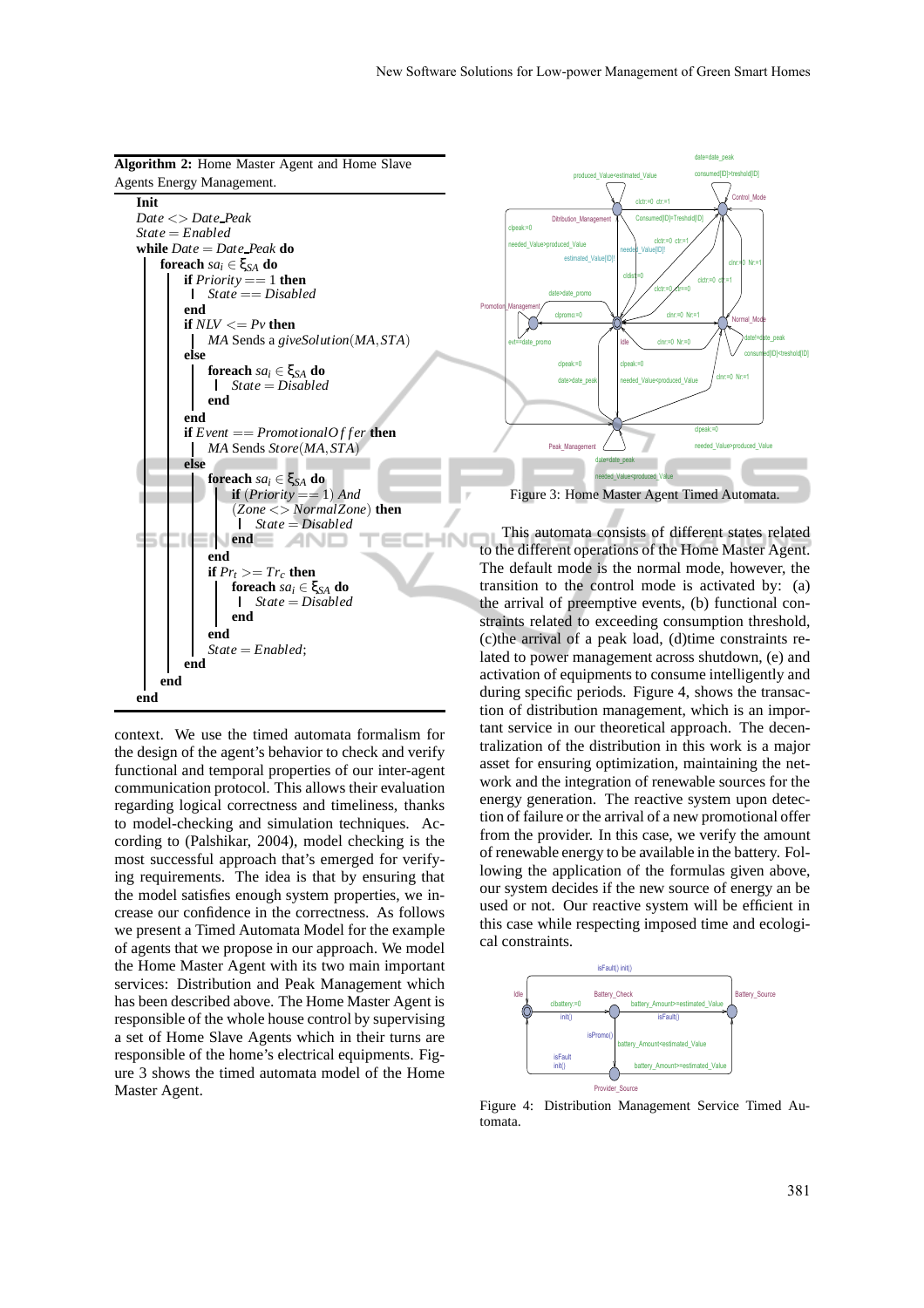**Algorithm 2:** Home Master Agent and Home Slave Agents Energy Management.

```
Init
  Date <> Date_Peak
  State = Enabled
  while Date = Date_Peak do
    foreach sa_i ∈ ξ_SA do
      if Priority == 1 then
        State == Disabled
      end
      if NLV <= Pv then
        MA Sends a giveSolution(MA,STA)
      else
        foreach sa_i ∈ ξ_SA do
          State = Disabled
        end
      end
      if Event == PromotionalOffer then
        MA Sends Store(MA,STA)
      else
        foreach sa_i ∈ ξ_SA do
          if (Priority == 1) And
          (Zone <> NormalZone) then
            State = Disabled
          end
        end
        if Pr_t >= Tr_c then
          foreach sa_i ∈ ξ_SA do
            State = Disabled
          end
        end
        State = Enabled;
      end
    end
  end
```

context. We use the timed automata formalism for the design of the agent's behavior to check and verify functional and temporal properties of our inter-agent communication protocol. This allows their evaluation regarding logical correctness and timeliness, thanks to model-checking and simulation techniques. According to (Palshikar, 2004), model checking is the most successful approach that's emerged for verifying requirements. The idea is that by ensuring that the model satisfies enough system properties, we increase our confidence in the correctness. As follows we present a Timed Automata Model for the example of agents that we propose in our approach. We model the Home Master Agent with its two main important services: Distribution and Peak Management which has been described above. The Home Master Agent is responsible of the whole house control by supervising a set of Home Slave Agents which in their turns are responsible of the home's electrical equipments. Figure 3 shows the timed automata model of the Home Master Agent.

Figure 3: Home Master Agent Timed Automata.

This automata consists of different states related to the different operations of the Home Master Agent. The default mode is the normal mode, however, the transition to the control mode is activated by: (a) the arrival of preemptive events, (b) functional constraints related to exceeding consumption threshold, (c)the arrival of a peak load, (d)time constraints related to power management across shutdown, (e) and activation of equipments to consume intelligently and during specific periods. Figure 4, shows the transaction of distribution management, which is an important service in our theoretical approach. The decentralization of the distribution in this work is a major asset for ensuring optimization, maintaining the network and the integration of renewable sources for the energy generation. The reactive system upon detection of failure or the arrival of a new promotional offer from the provider. In this case, we verify the amount of renewable energy to be available in the battery. Following the application of the formulas given above, our system decides if the new source of energy an be used or not. Our reactive system will be efficient in this case while respecting imposed time and ecological constraints.

Figure 4: Distribution Management Service Timed Automata.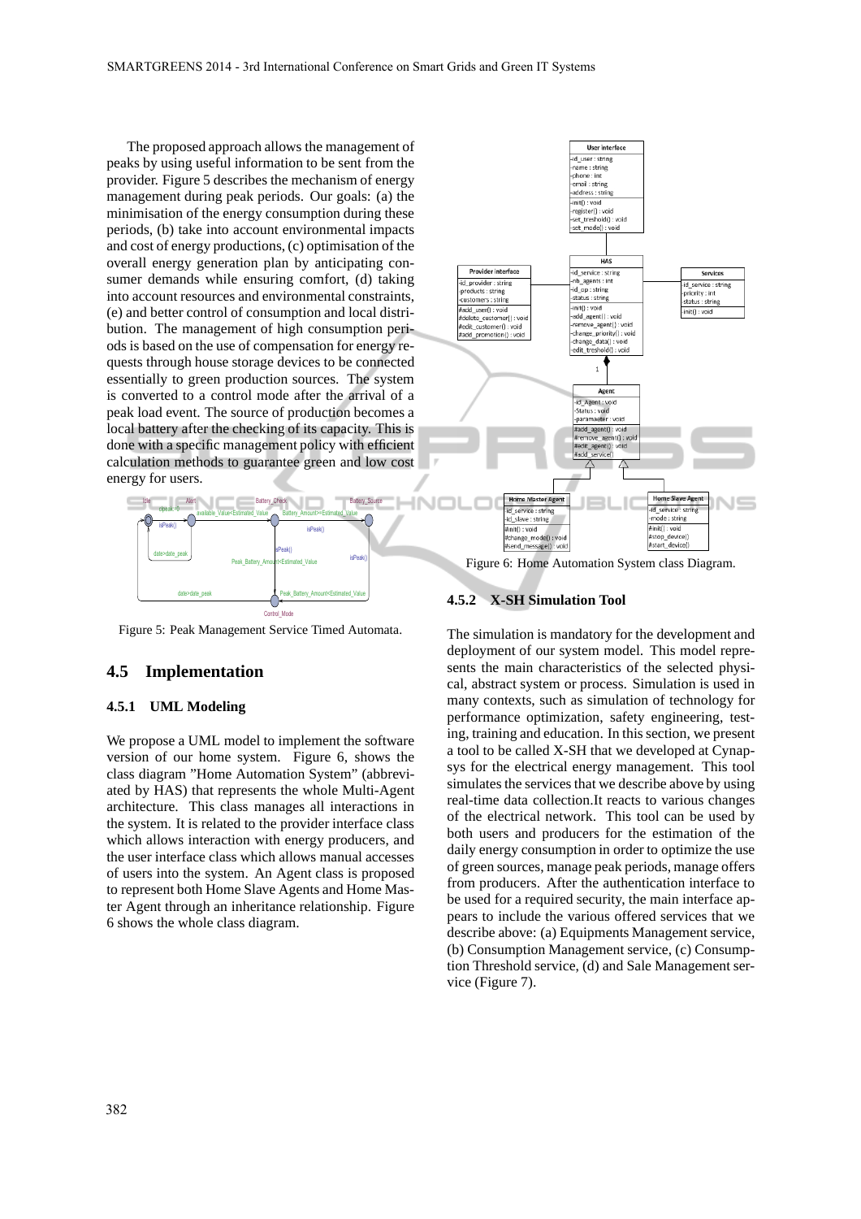The proposed approach allows the management of peaks by using useful information to be sent from the provider. Figure 5 describes the mechanism of energy management during peak periods. Our goals: (a) the minimisation of the energy consumption during these periods, (b) take into account environmental impacts and cost of energy productions, (c) optimisation of the overall energy generation plan by anticipating consumer demands while ensuring comfort, (d) taking into account resources and environmental constraints, (e) and better control of consumption and local distribution. The management of high consumption periods is based on the use of compensation for energy requests through house storage devices to be connected essentially to green production sources. The system is converted to a control mode after the arrival of a peak load event. The source of production becomes a local battery after the checking of its capacity. This is done with a specific management policy with efficient calculation methods to guarantee green and low cost energy for users.

Figure 5: Peak Management Service Timed Automata.

## 4.5 Implementation

### 4.5.1 UML Modeling

We propose a UML model to implement the software version of our home system. Figure 6, shows the class diagram "Home Automation System" (abbreviated by HAS) that represents the whole Multi-Agent architecture. This class manages all interactions in the system. It is related to the provider interface class which allows interaction with energy producers, and the user interface class which allows manual accesses of users into the system. An Agent class is proposed to represent both Home Slave Agents and Home Master Agent through an inheritance relationship. Figure 6 shows the whole class diagram.

Figure 6: Home Automation System class Diagram.

### 4.5.2 X-SH Simulation Tool

The simulation is mandatory for the development and deployment of our system model. This model represents the main characteristics of the selected physical, abstract system or process. Simulation is used in many contexts, such as simulation of technology for performance optimization, safety engineering, testing, training and education. In this section, we present a tool to be called X-SH that we developed at Cynapsys for the electrical energy management. This tool simulates the services that we describe above by using real-time data collection.It reacts to various changes of the electrical network. This tool can be used by both users and producers for the estimation of the daily energy consumption in order to optimize the use of green sources, manage peak periods, manage offers from producers. After the authentication interface to be used for a required security, the main interface appears to include the various offered services that we describe above: (a) Equipments Management service, (b) Consumption Management service, (c) Consumption Threshold service, (d) and Sale Management service (Figure 7).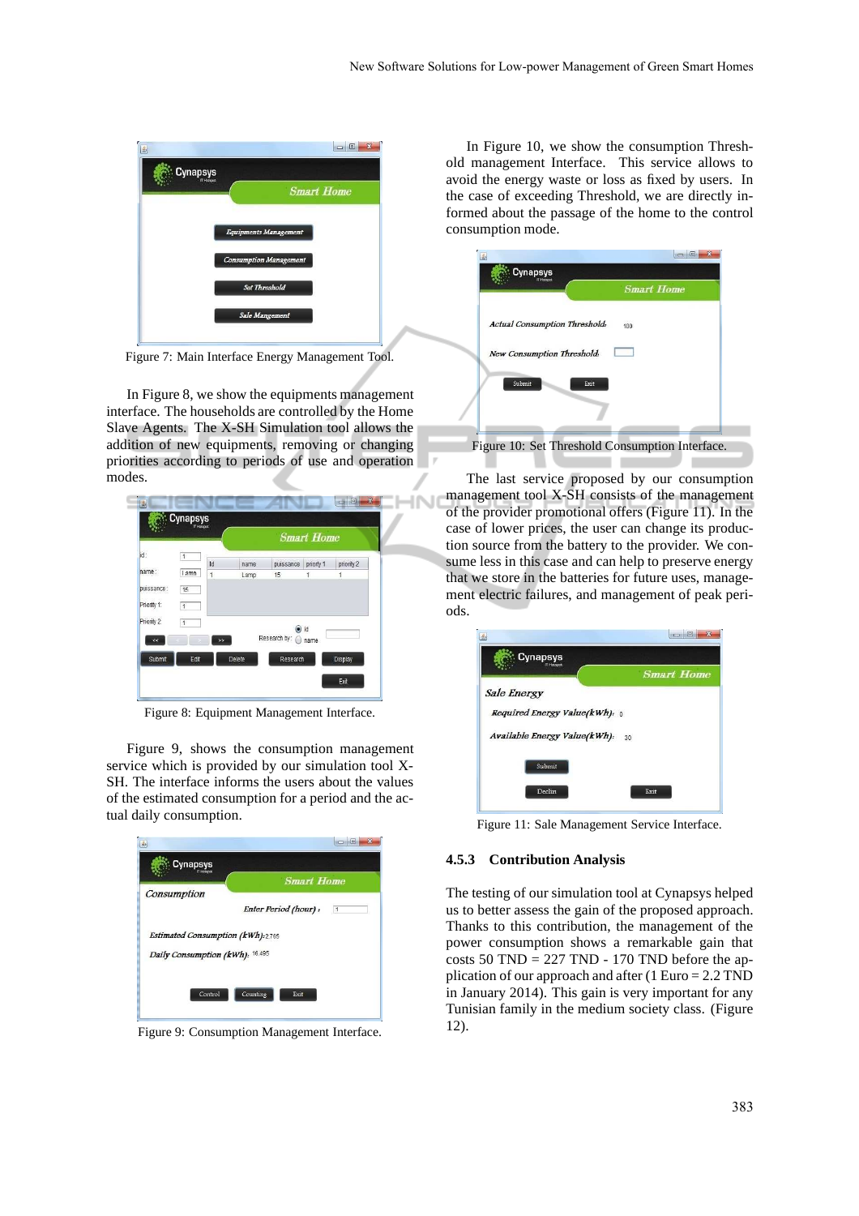Figure 7: Main Interface Energy Management Tool.

In Figure 8, we show the equipments management interface. The households are controlled by the Home Slave Agents. The X-SH Simulation tool allows the addition of new equipments, removing or changing priorities according to periods of use and operation modes.

Figure 8: Equipment Management Interface.

Figure 9, shows the consumption management service which is provided by our simulation tool X-SH. The interface informs the users about the values of the estimated consumption for a period and the actual daily consumption.

Figure 9: Consumption Management Interface.

In Figure 10, we show the consumption Threshold management Interface. This service allows to avoid the energy waste or loss as fixed by users. In the case of exceeding Threshold, we are directly informed about the passage of the home to the control consumption mode.

Figure 10: Set Threshold Consumption Interface.

The last service proposed by our consumption management tool X-SH consists of the management of the provider promotional offers (Figure 11). In the case of lower prices, the user can change its production source from the battery to the provider. We consume less in this case and can help to preserve energy that we store in the batteries for future uses, management electric failures, and management of peak periods.

Figure 11: Sale Management Service Interface.

### 4.5.3 Contribution Analysis

The testing of our simulation tool at Cynapsys helped us to better assess the gain of the proposed approach. Thanks to this contribution, the management of the power consumption shows a remarkable gain that costs 50 TND = 227 TND - 170 TND before the application of our approach and after (1 Euro = 2.2 TND in January 2014). This gain is very important for any Tunisian family in the medium society class. (Figure 12).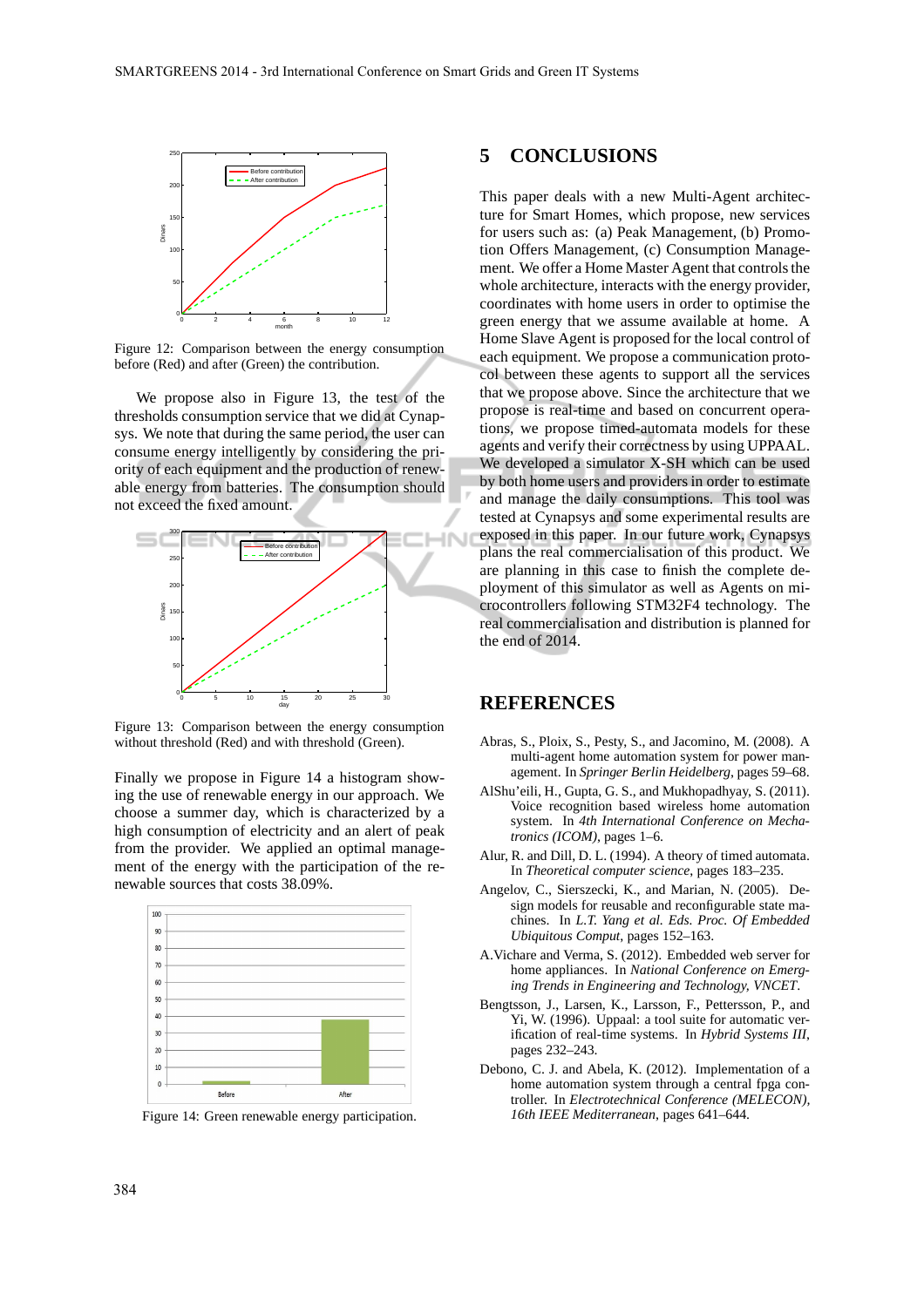Figure 12: Comparison between the energy consumption before (Red) and after (Green) the contribution.

We propose also in Figure 13, the test of the thresholds consumption service that we did at Cynapsys. We note that during the same period, the user can consume energy intelligently by considering the priority of each equipment and the production of renewable energy from batteries. The consumption should not exceed the fixed amount.

Figure 13: Comparison between the energy consumption without threshold (Red) and with threshold (Green).

Finally we propose in Figure 14 a histogram showing the use of renewable energy in our approach. We choose a summer day, which is characterized by a high consumption of electricity and an alert of peak from the provider. We applied an optimal management of the energy with the participation of the renewable sources that costs 38.09%.

Figure 14: Green renewable energy participation.

## 5 CONCLUSIONS

This paper deals with a new Multi-Agent architecture for Smart Homes, which propose, new services for users such as: (a) Peak Management, (b) Promotion Offers Management, (c) Consumption Management. We offer a Home Master Agent that controls the whole architecture, interacts with the energy provider, coordinates with home users in order to optimise the green energy that we assume available at home. A Home Slave Agent is proposed for the local control of each equipment. We propose a communication protocol between these agents to support all the services that we propose above. Since the architecture that we propose is real-time and based on concurrent operations, we propose timed-automata models for these agents and verify their correctness by using UPPAAL. We developed a simulator X-SH which can be used by both home users and providers in order to estimate and manage the daily consumptions. This tool was tested at Cynapsys and some experimental results are exposed in this paper. In our future work, Cynapsys plans the real commercialisation of this product. We are planning in this case to finish the complete deployment of this simulator as well as Agents on microcontrollers following STM32F4 technology. The real commercialisation and distribution is planned for the end of 2014.

## REFERENCES

Abras, S., Ploix, S., Pesty, S., and Jacomino, M. (2008). A multi-agent home automation system for power management. In *Springer Berlin Heidelberg*, pages 59–68.

AlShu'eili, H., Gupta, G. S., and Mukhopadhyay, S. (2011). Voice recognition based wireless home automation system. In *4th International Conference on Mechatronics (ICOM)*, pages 1–6.

Alur, R. and Dill, D. L. (1994). A theory of timed automata. In *Theoretical computer science*, pages 183–235.

Angelov, C., Sierszecki, K., and Marian, N. (2005). Design models for reusable and reconfigurable state machines. In *L.T. Yang et al. Eds. Proc. Of Embedded Ubiquitous Comput*, pages 152–163.

A.Vichare and Verma, S. (2012). Embedded web server for home appliances. In *National Conference on Emerging Trends in Engineering and Technology, VNCET*.

Bengtsson, J., Larsen, K., Larsson, F., Pettersson, P., and Yi, W. (1996). Uppaal: a tool suite for automatic verification of real-time systems. In *Hybrid Systems III*, pages 232–243.

Debono, C. J. and Abela, K. (2012). Implementation of a home automation system through a central fpga controller. In *Electrotechnical Conference (MELECON), 16th IEEE Mediterranean*, pages 641–644.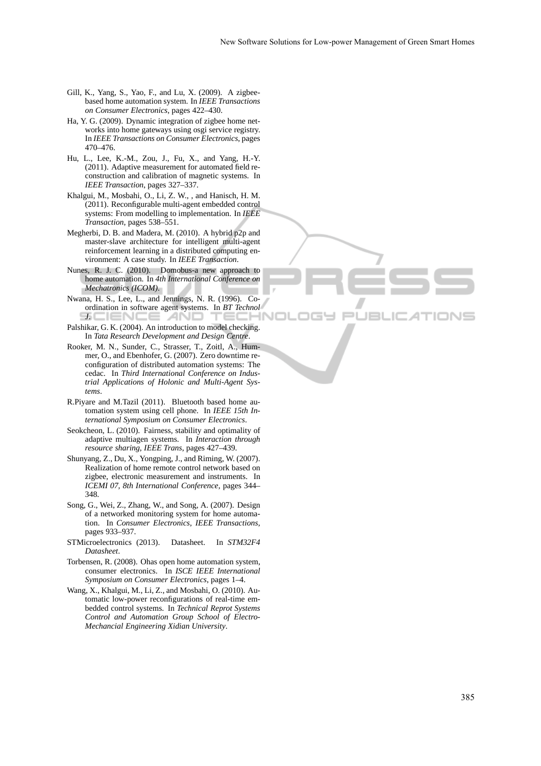Gill, K., Yang, S., Yao, F., and Lu, X. (2009). A zigbee-based home automation system. In *IEEE Transactions on Consumer Electronics*, pages 422–430.

Ha, Y. G. (2009). Dynamic integration of zigbee home networks into home gateways using osgi service registry. In *IEEE Transactions on Consumer Electronics*, pages 470–476.

Hu, L., Lee, K.-M., Zou, J., Fu, X., and Yang, H.-Y. (2011). Adaptive measurement for automated field reconstruction and calibration of magnetic systems. In *IEEE Transaction*, pages 327–337.

Khalgui, M., Mosbahi, O., Li, Z. W., , and Hanisch, H. M. (2011). Reconfigurable multi-agent embedded control systems: From modelling to implementation. In *IEEE Transaction*, pages 538–551.

Megherbi, D. B. and Madera, M. (2010). A hybrid p2p and master-slave architecture for intelligent multi-agent reinforcement learning in a distributed computing environment: A case study. In *IEEE Transaction*.

Nunes, R. J. C. (2010). Domobus-a new approach to home automation. In *4th International Conference on Mechatronics (ICOM)*.

Nwana, H. S., Lee, L., and Jennings, N. R. (1996). Coordination in software agent systems. In *BT Technol J.*

Palshikar, G. K. (2004). An introduction to model checking. In *Tata Research Development and Design Centre*.

Rooker, M. N., Sunder, C., Strasser, T., Zoitl, A., Hummer, O., and Ebenhofer, G. (2007). Zero downtime reconfiguration of distributed automation systems: The cedac. In *Third International Conference on Industrial Applications of Holonic and Multi-Agent Systems*.

R.Piyare and M.Tazil (2011). Bluetooth based home automation system using cell phone. In *IEEE 15th International Symposium on Consumer Electronics*.

Seokcheon, L. (2010). Fairness, stability and optimality of adaptive multiagen systems. In *Interaction through resource sharing, IEEE Trans*, pages 427–439.

Shunyang, Z., Du, X., Yongping, J., and Riming, W. (2007). Realization of home remote control network based on zigbee, electronic measurement and instruments. In *ICEMI 07, 8th International Conference*, pages 344–348.

Song, G., Wei, Z., Zhang, W., and Song, A. (2007). Design of a networked monitoring system for home automation. In *Consumer Electronics, IEEE Transactions*, pages 933–937.

STMicroelectronics (2013). Datasheet. In *STM32F4 Datasheet*.

Torbensen, R. (2008). Ohas open home automation system, consumer electronics. In *ISCE IEEE International Symposium on Consumer Electronics*, pages 1–4.

Wang, X., Khalgui, M., Li, Z., and Mosbahi, O. (2010). Automatic low-power reconfigurations of real-time embedded control systems. In *Technical Reprot Systems Control and Automation Group School of Electro-Mechancial Engineering Xidian University*.